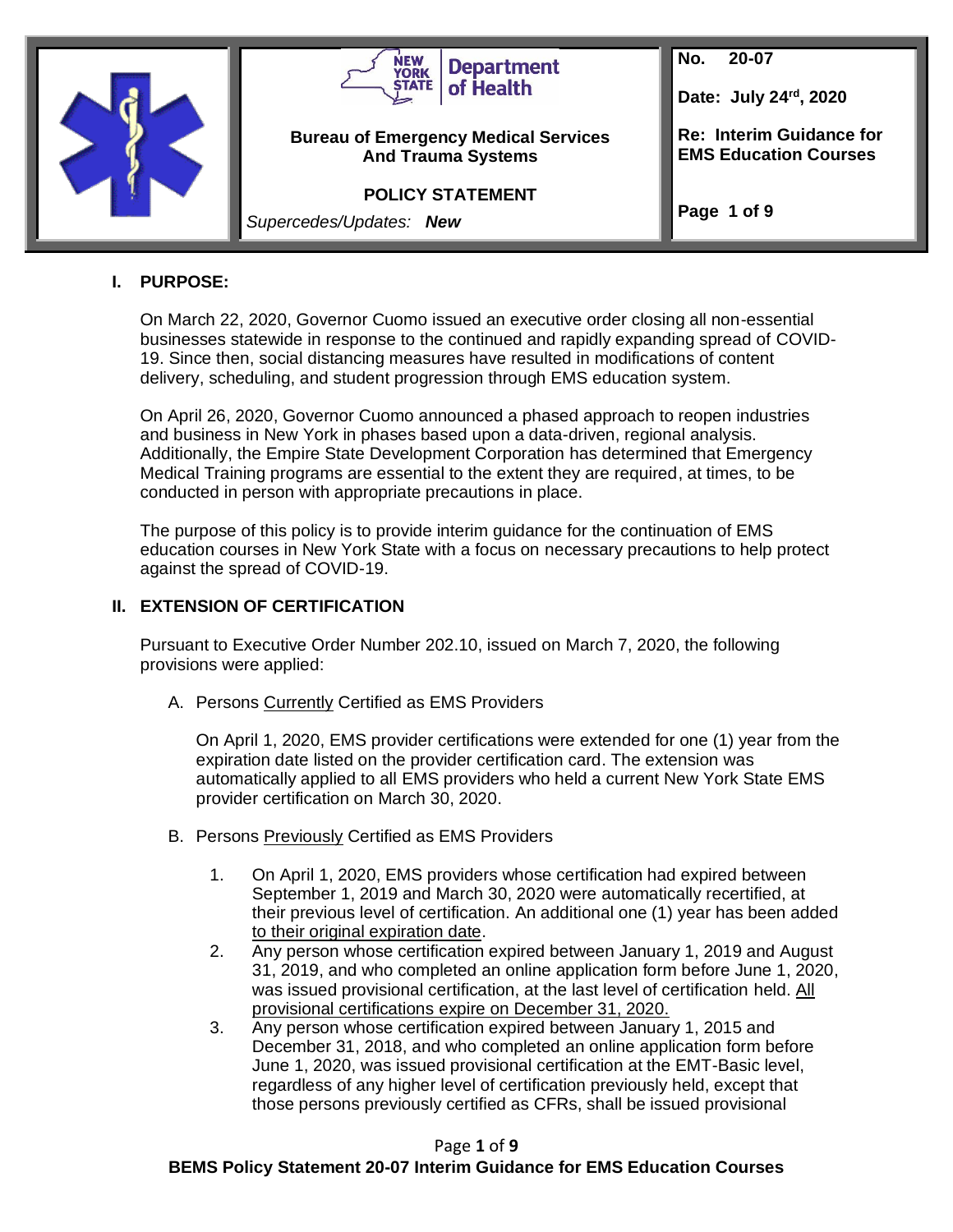| | | |
|---|---|---|
| | New York State Department of Health<br><br>**Bureau of Emergency Medical Services And Trauma Systems**<br><br>**POLICY STATEMENT**<br><br>*Supercedes/Updates:* ***New*** | **No. 20-07**<br><br>**Date: July 24th, 2020**<br><br>**Re: Interim Guidance for EMS Education Courses**<br><br>**Page 1 of 9** |

## I. PURPOSE:

On March 22, 2020, Governor Cuomo issued an executive order closing all non-essential businesses statewide in response to the continued and rapidly expanding spread of COVID-19. Since then, social distancing measures have resulted in modifications of content delivery, scheduling, and student progression through EMS education system.

On April 26, 2020, Governor Cuomo announced a phased approach to reopen industries and business in New York in phases based upon a data-driven, regional analysis. Additionally, the Empire State Development Corporation has determined that Emergency Medical Training programs are essential to the extent they are required, at times, to be conducted in person with appropriate precautions in place.

The purpose of this policy is to provide interim guidance for the continuation of EMS education courses in New York State with a focus on necessary precautions to help protect against the spread of COVID-19.

## II. EXTENSION OF CERTIFICATION

Pursuant to Executive Order Number 202.10, issued on March 7, 2020, the following provisions were applied:

A. Persons <u>Currently</u> Certified as EMS Providers

On April 1, 2020, EMS provider certifications were extended for one (1) year from the expiration date listed on the provider certification card. The extension was automatically applied to all EMS providers who held a current New York State EMS provider certification on March 30, 2020.

B. Persons <u>Previously</u> Certified as EMS Providers

1. On April 1, 2020, EMS providers whose certification had expired between September 1, 2019 and March 30, 2020 were automatically recertified, at their previous level of certification. An additional one (1) year has been added <u>to their original expiration date</u>.
2. Any person whose certification expired between January 1, 2019 and August 31, 2019, and who completed an online application form before June 1, 2020, was issued provisional certification, at the last level of certification held. <u>All provisional certifications expire on December 31, 2020.</u>
3. Any person whose certification expired between January 1, 2015 and December 31, 2018, and who completed an online application form before June 1, 2020, was issued provisional certification at the EMT-Basic level, regardless of any higher level of certification previously held, except that those persons previously certified as CFRs, shall be issued provisional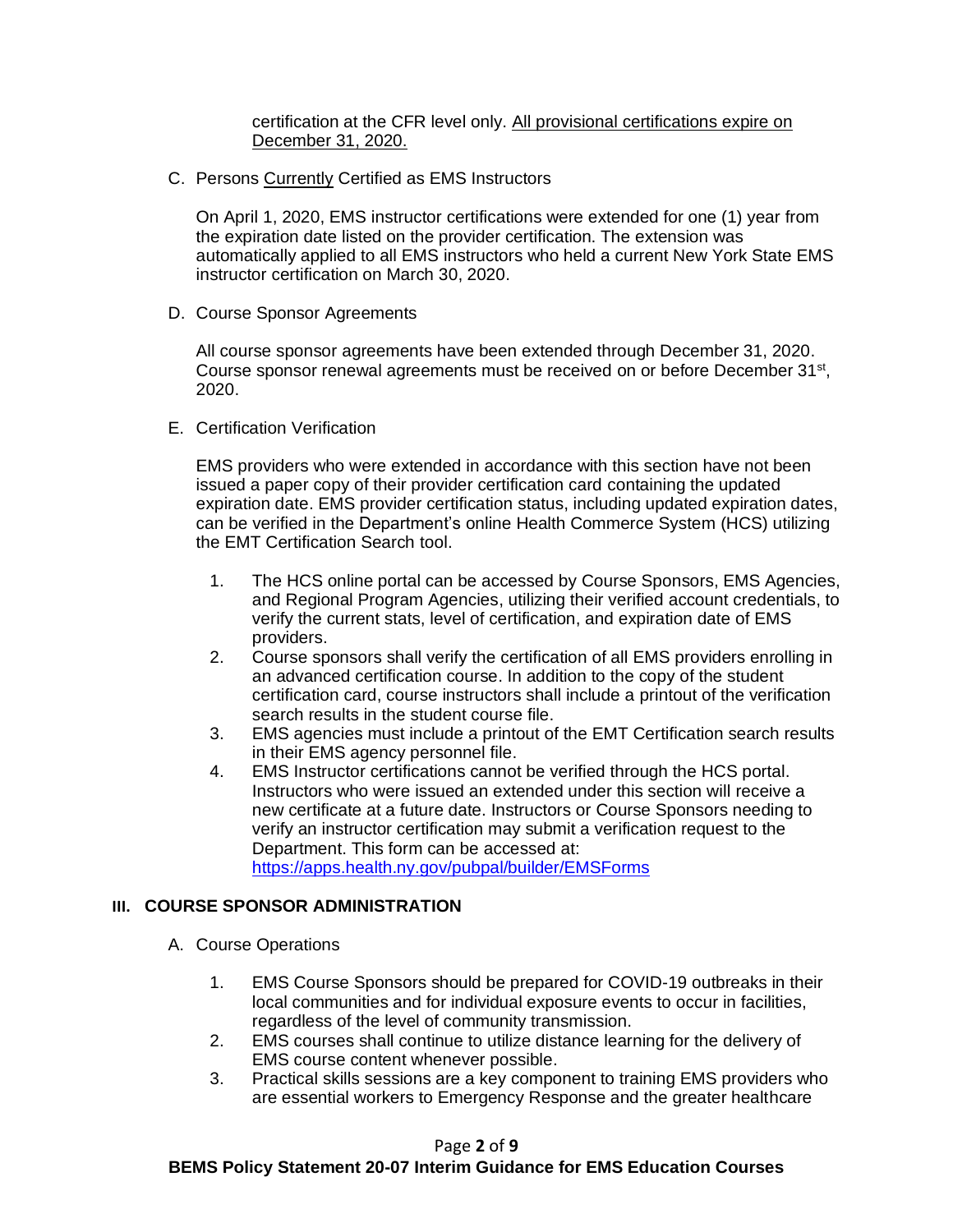certification at the CFR level only. <u>All provisional certifications expire on December 31, 2020.</u>

C. Persons <u>Currently</u> Certified as EMS Instructors

On April 1, 2020, EMS instructor certifications were extended for one (1) year from the expiration date listed on the provider certification. The extension was automatically applied to all EMS instructors who held a current New York State EMS instructor certification on March 30, 2020.

D. Course Sponsor Agreements

All course sponsor agreements have been extended through December 31, 2020. Course sponsor renewal agreements must be received on or before December 31st, 2020.

E. Certification Verification

EMS providers who were extended in accordance with this section have not been issued a paper copy of their provider certification card containing the updated expiration date. EMS provider certification status, including updated expiration dates, can be verified in the Department's online Health Commerce System (HCS) utilizing the EMT Certification Search tool.

1. The HCS online portal can be accessed by Course Sponsors, EMS Agencies, and Regional Program Agencies, utilizing their verified account credentials, to verify the current stats, level of certification, and expiration date of EMS providers.
2. Course sponsors shall verify the certification of all EMS providers enrolling in an advanced certification course. In addition to the copy of the student certification card, course instructors shall include a printout of the verification search results in the student course file.
3. EMS agencies must include a printout of the EMT Certification search results in their EMS agency personnel file.
4. EMS Instructor certifications cannot be verified through the HCS portal. Instructors who were issued an extended under this section will receive a new certificate at a future date. Instructors or Course Sponsors needing to verify an instructor certification may submit a verification request to the Department. This form can be accessed at: https://apps.health.ny.gov/pubpal/builder/EMSForms

## III. COURSE SPONSOR ADMINISTRATION

A. Course Operations

1. EMS Course Sponsors should be prepared for COVID-19 outbreaks in their local communities and for individual exposure events to occur in facilities, regardless of the level of community transmission.
2. EMS courses shall continue to utilize distance learning for the delivery of EMS course content whenever possible.
3. Practical skills sessions are a key component to training EMS providers who are essential workers to Emergency Response and the greater healthcare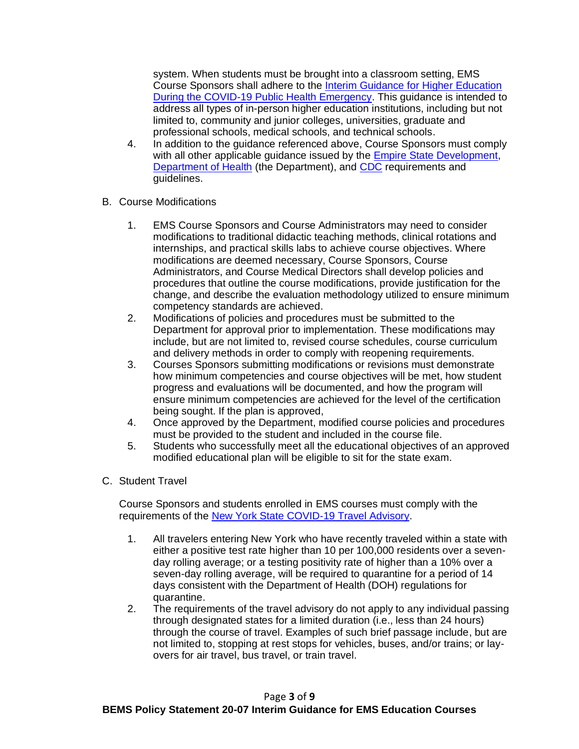system. When students must be brought into a classroom setting, EMS Course Sponsors shall adhere to the [Interim Guidance for Higher Education During the COVID-19 Public Health Emergency](). This guidance is intended to address all types of in-person higher education institutions, including but not limited to, community and junior colleges, universities, graduate and professional schools, medical schools, and technical schools.

4. In addition to the guidance referenced above, Course Sponsors must comply with all other applicable guidance issued by the [Empire State Development](), [Department of Health]() (the Department), and [CDC]() requirements and guidelines.

B. Course Modifications

1. EMS Course Sponsors and Course Administrators may need to consider modifications to traditional didactic teaching methods, clinical rotations and internships, and practical skills labs to achieve course objectives. Where modifications are deemed necessary, Course Sponsors, Course Administrators, and Course Medical Directors shall develop policies and procedures that outline the course modifications, provide justification for the change, and describe the evaluation methodology utilized to ensure minimum competency standards are achieved.
2. Modifications of policies and procedures must be submitted to the Department for approval prior to implementation. These modifications may include, but are not limited to, revised course schedules, course curriculum and delivery methods in order to comply with reopening requirements.
3. Courses Sponsors submitting modifications or revisions must demonstrate how minimum competencies and course objectives will be met, how student progress and evaluations will be documented, and how the program will ensure minimum competencies are achieved for the level of the certification being sought. If the plan is approved,
4. Once approved by the Department, modified course policies and procedures must be provided to the student and included in the course file.
5. Students who successfully meet all the educational objectives of an approved modified educational plan will be eligible to sit for the state exam.

C. Student Travel

Course Sponsors and students enrolled in EMS courses must comply with the requirements of the [New York State COVID-19 Travel Advisory]().

1. All travelers entering New York who have recently traveled within a state with either a positive test rate higher than 10 per 100,000 residents over a seven-day rolling average; or a testing positivity rate of higher than a 10% over a seven-day rolling average, will be required to quarantine for a period of 14 days consistent with the Department of Health (DOH) regulations for quarantine.
2. The requirements of the travel advisory do not apply to any individual passing through designated states for a limited duration (i.e., less than 24 hours) through the course of travel. Examples of such brief passage include, but are not limited to, stopping at rest stops for vehicles, buses, and/or trains; or lay-overs for air travel, bus travel, or train travel.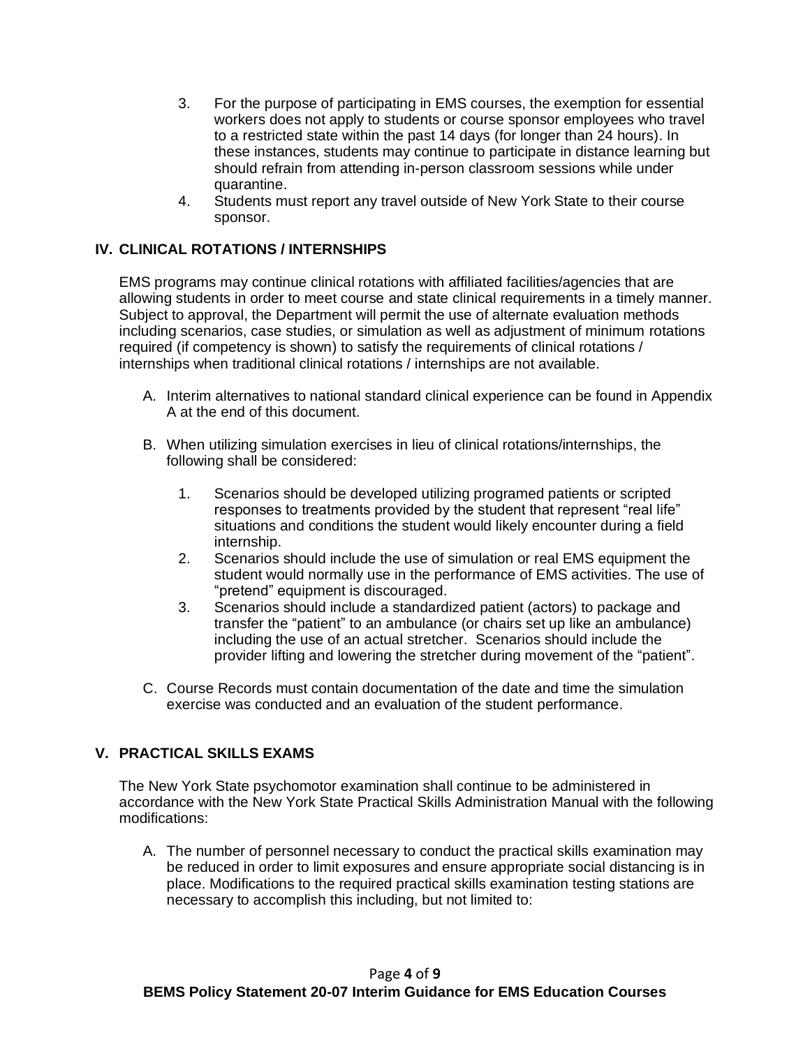3. For the purpose of participating in EMS courses, the exemption for essential workers does not apply to students or course sponsor employees who travel to a restricted state within the past 14 days (for longer than 24 hours). In these instances, students may continue to participate in distance learning but should refrain from attending in-person classroom sessions while under quarantine.
4. Students must report any travel outside of New York State to their course sponsor.

## IV. CLINICAL ROTATIONS / INTERNSHIPS

EMS programs may continue clinical rotations with affiliated facilities/agencies that are allowing students in order to meet course and state clinical requirements in a timely manner. Subject to approval, the Department will permit the use of alternate evaluation methods including scenarios, case studies, or simulation as well as adjustment of minimum rotations required (if competency is shown) to satisfy the requirements of clinical rotations / internships when traditional clinical rotations / internships are not available.

A. Interim alternatives to national standard clinical experience can be found in Appendix A at the end of this document.

B. When utilizing simulation exercises in lieu of clinical rotations/internships, the following shall be considered:

   1. Scenarios should be developed utilizing programed patients or scripted responses to treatments provided by the student that represent "real life" situations and conditions the student would likely encounter during a field internship.
   2. Scenarios should include the use of simulation or real EMS equipment the student would normally use in the performance of EMS activities. The use of "pretend" equipment is discouraged.
   3. Scenarios should include a standardized patient (actors) to package and transfer the "patient" to an ambulance (or chairs set up like an ambulance) including the use of an actual stretcher. Scenarios should include the provider lifting and lowering the stretcher during movement of the "patient".

C. Course Records must contain documentation of the date and time the simulation exercise was conducted and an evaluation of the student performance.

## V. PRACTICAL SKILLS EXAMS

The New York State psychomotor examination shall continue to be administered in accordance with the New York State Practical Skills Administration Manual with the following modifications:

A. The number of personnel necessary to conduct the practical skills examination may be reduced in order to limit exposures and ensure appropriate social distancing is in place. Modifications to the required practical skills examination testing stations are necessary to accomplish this including, but not limited to: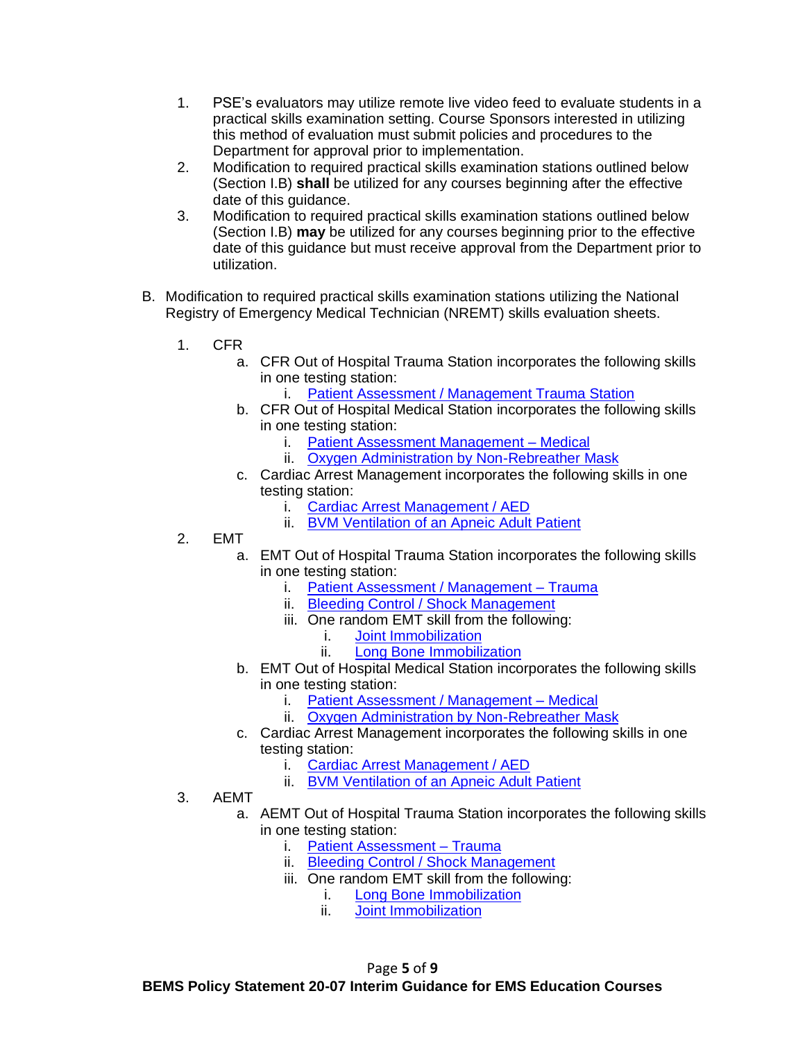1. PSE's evaluators may utilize remote live video feed to evaluate students in a practical skills examination setting. Course Sponsors interested in utilizing this method of evaluation must submit policies and procedures to the Department for approval prior to implementation.
2. Modification to required practical skills examination stations outlined below (Section I.B) **shall** be utilized for any courses beginning after the effective date of this guidance.
3. Modification to required practical skills examination stations outlined below (Section I.B) **may** be utilized for any courses beginning prior to the effective date of this guidance but must receive approval from the Department prior to utilization.

B. Modification to required practical skills examination stations utilizing the National Registry of Emergency Medical Technician (NREMT) skills evaluation sheets.

1. CFR
    a. CFR Out of Hospital Trauma Station incorporates the following skills in one testing station:
        i. Patient Assessment / Management Trauma Station
    b. CFR Out of Hospital Medical Station incorporates the following skills in one testing station:
        i. Patient Assessment Management – Medical
        ii. Oxygen Administration by Non-Rebreather Mask
    c. Cardiac Arrest Management incorporates the following skills in one testing station:
        i. Cardiac Arrest Management / AED
        ii. BVM Ventilation of an Apneic Adult Patient
2. EMT
    a. EMT Out of Hospital Trauma Station incorporates the following skills in one testing station:
        i. Patient Assessment / Management – Trauma
        ii. Bleeding Control / Shock Management
        iii. One random EMT skill from the following:
            i. Joint Immobilization
            ii. Long Bone Immobilization
    b. EMT Out of Hospital Medical Station incorporates the following skills in one testing station:
        i. Patient Assessment / Management – Medical
        ii. Oxygen Administration by Non-Rebreather Mask
    c. Cardiac Arrest Management incorporates the following skills in one testing station:
        i. Cardiac Arrest Management / AED
        ii. BVM Ventilation of an Apneic Adult Patient
3. AEMT
    a. AEMT Out of Hospital Trauma Station incorporates the following skills in one testing station:
        i. Patient Assessment – Trauma
        ii. Bleeding Control / Shock Management
        iii. One random EMT skill from the following:
            i. Long Bone Immobilization
            ii. Joint Immobilization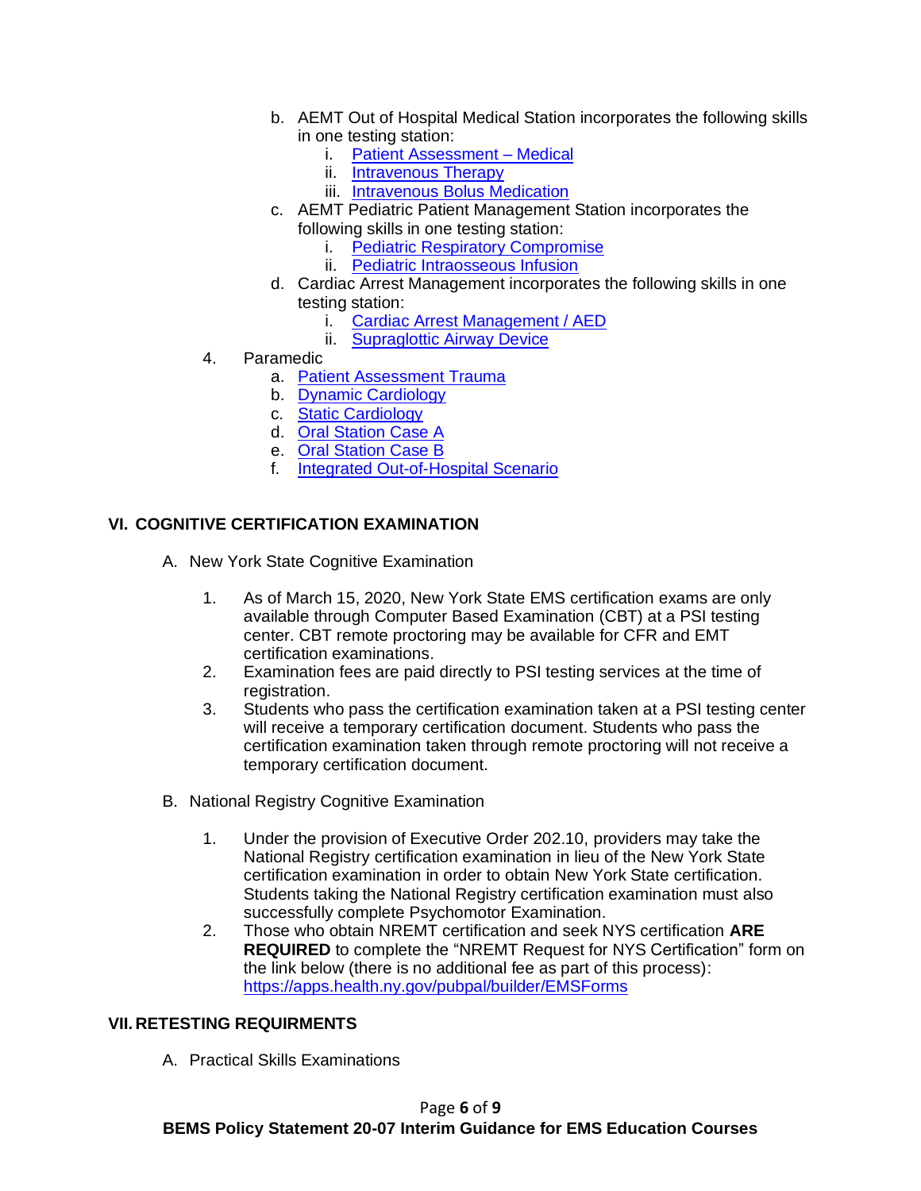b. AEMT Out of Hospital Medical Station incorporates the following skills in one testing station:
      i. [Patient Assessment – Medical]
      ii. [Intravenous Therapy]
      iii. [Intravenous Bolus Medication]
   c. AEMT Pediatric Patient Management Station incorporates the following skills in one testing station:
      i. [Pediatric Respiratory Compromise]
      ii. [Pediatric Intraosseous Infusion]
   d. Cardiac Arrest Management incorporates the following skills in one testing station:
      i. [Cardiac Arrest Management / AED]
      ii. [Supraglottic Airway Device]

4. Paramedic
   a. [Patient Assessment Trauma]
   b. [Dynamic Cardiology]
   c. [Static Cardiology]
   d. [Oral Station Case A]
   e. [Oral Station Case B]
   f. [Integrated Out-of-Hospital Scenario]

## VI. COGNITIVE CERTIFICATION EXAMINATION

A. New York State Cognitive Examination

1. As of March 15, 2020, New York State EMS certification exams are only available through Computer Based Examination (CBT) at a PSI testing center. CBT remote proctoring may be available for CFR and EMT certification examinations.
2. Examination fees are paid directly to PSI testing services at the time of registration.
3. Students who pass the certification examination taken at a PSI testing center will receive a temporary certification document. Students who pass the certification examination taken through remote proctoring will not receive a temporary certification document.

B. National Registry Cognitive Examination

1. Under the provision of Executive Order 202.10, providers may take the National Registry certification examination in lieu of the New York State certification examination in order to obtain New York State certification. Students taking the National Registry certification examination must also successfully complete Psychomotor Examination.
2. Those who obtain NREMT certification and seek NYS certification **ARE REQUIRED** to complete the "NREMT Request for NYS Certification" form on the link below (there is no additional fee as part of this process): https://apps.health.ny.gov/pubpal/builder/EMSForms

## VII. RETESTING REQUIRMENTS

A. Practical Skills Examinations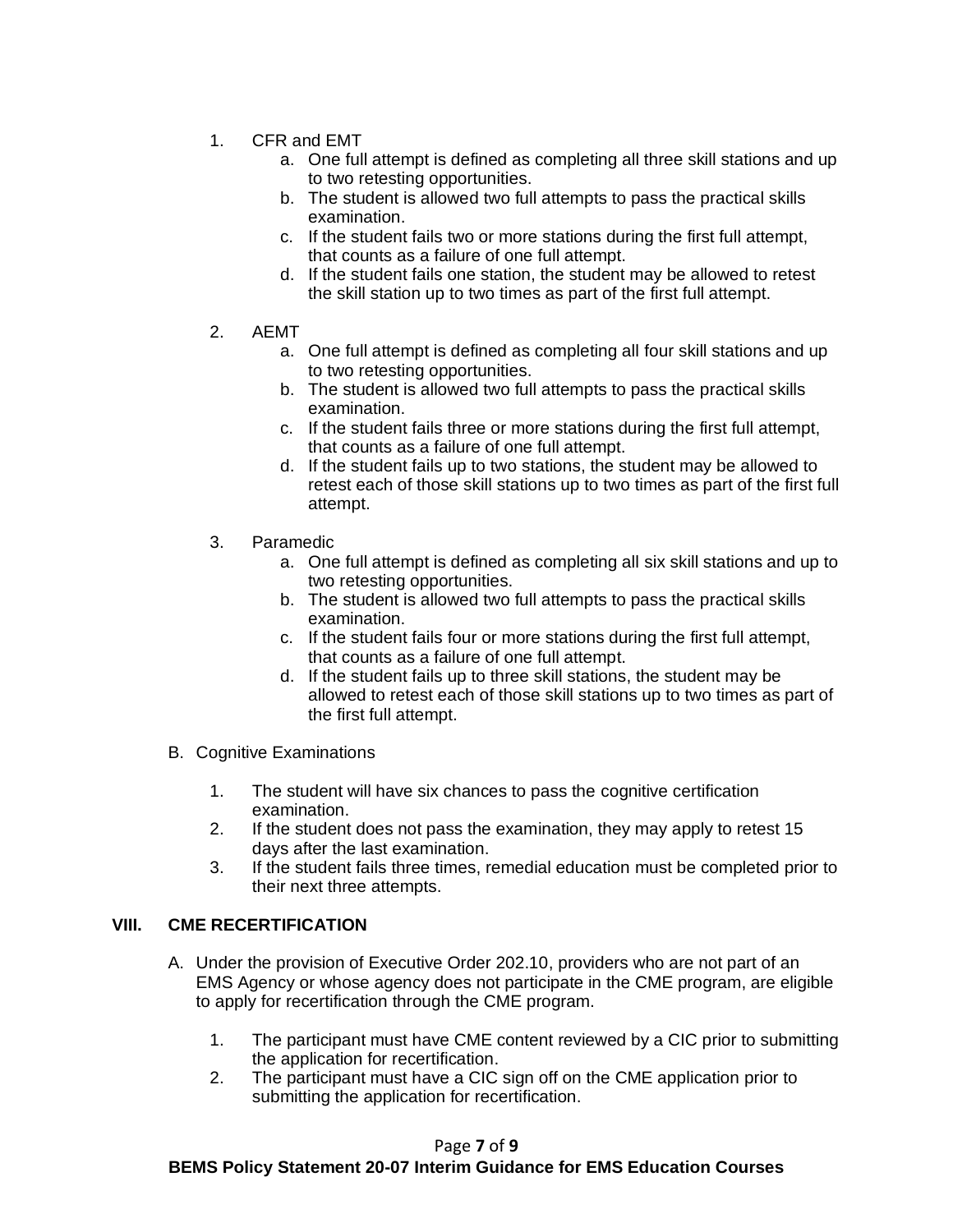1. CFR and EMT
    a. One full attempt is defined as completing all three skill stations and up to two retesting opportunities.
    b. The student is allowed two full attempts to pass the practical skills examination.
    c. If the student fails two or more stations during the first full attempt, that counts as a failure of one full attempt.
    d. If the student fails one station, the student may be allowed to retest the skill station up to two times as part of the first full attempt.

2. AEMT
    a. One full attempt is defined as completing all four skill stations and up to two retesting opportunities.
    b. The student is allowed two full attempts to pass the practical skills examination.
    c. If the student fails three or more stations during the first full attempt, that counts as a failure of one full attempt.
    d. If the student fails up to two stations, the student may be allowed to retest each of those skill stations up to two times as part of the first full attempt.

3. Paramedic
    a. One full attempt is defined as completing all six skill stations and up to two retesting opportunities.
    b. The student is allowed two full attempts to pass the practical skills examination.
    c. If the student fails four or more stations during the first full attempt, that counts as a failure of one full attempt.
    d. If the student fails up to three skill stations, the student may be allowed to retest each of those skill stations up to two times as part of the first full attempt.

B. Cognitive Examinations

1. The student will have six chances to pass the cognitive certification examination.
2. If the student does not pass the examination, they may apply to retest 15 days after the last examination.
3. If the student fails three times, remedial education must be completed prior to their next three attempts.

## VIII. CME RECERTIFICATION

A. Under the provision of Executive Order 202.10, providers who are not part of an EMS Agency or whose agency does not participate in the CME program, are eligible to apply for recertification through the CME program.

1. The participant must have CME content reviewed by a CIC prior to submitting the application for recertification.
2. The participant must have a CIC sign off on the CME application prior to submitting the application for recertification.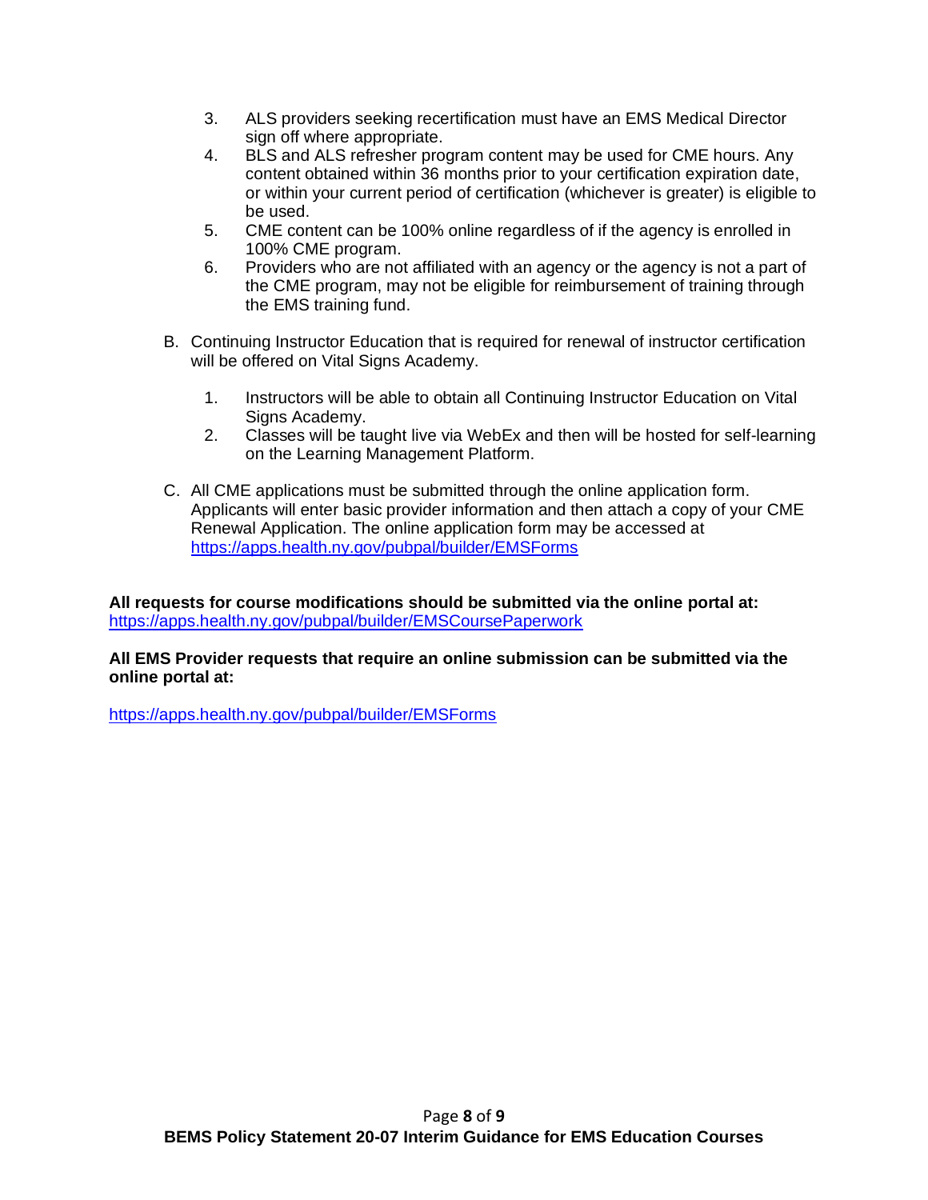3. ALS providers seeking recertification must have an EMS Medical Director sign off where appropriate.
4. BLS and ALS refresher program content may be used for CME hours. Any content obtained within 36 months prior to your certification expiration date, or within your current period of certification (whichever is greater) is eligible to be used.
5. CME content can be 100% online regardless of if the agency is enrolled in 100% CME program.
6. Providers who are not affiliated with an agency or the agency is not a part of the CME program, may not be eligible for reimbursement of training through the EMS training fund.

B. Continuing Instructor Education that is required for renewal of instructor certification will be offered on Vital Signs Academy.

1. Instructors will be able to obtain all Continuing Instructor Education on Vital Signs Academy.
2. Classes will be taught live via WebEx and then will be hosted for self-learning on the Learning Management Platform.

C. All CME applications must be submitted through the online application form. Applicants will enter basic provider information and then attach a copy of your CME Renewal Application. The online application form may be accessed at https://apps.health.ny.gov/pubpal/builder/EMSForms

**All requests for course modifications should be submitted via the online portal at:** https://apps.health.ny.gov/pubpal/builder/EMSCoursePaperwork

**All EMS Provider requests that require an online submission can be submitted via the online portal at:**

https://apps.health.ny.gov/pubpal/builder/EMSForms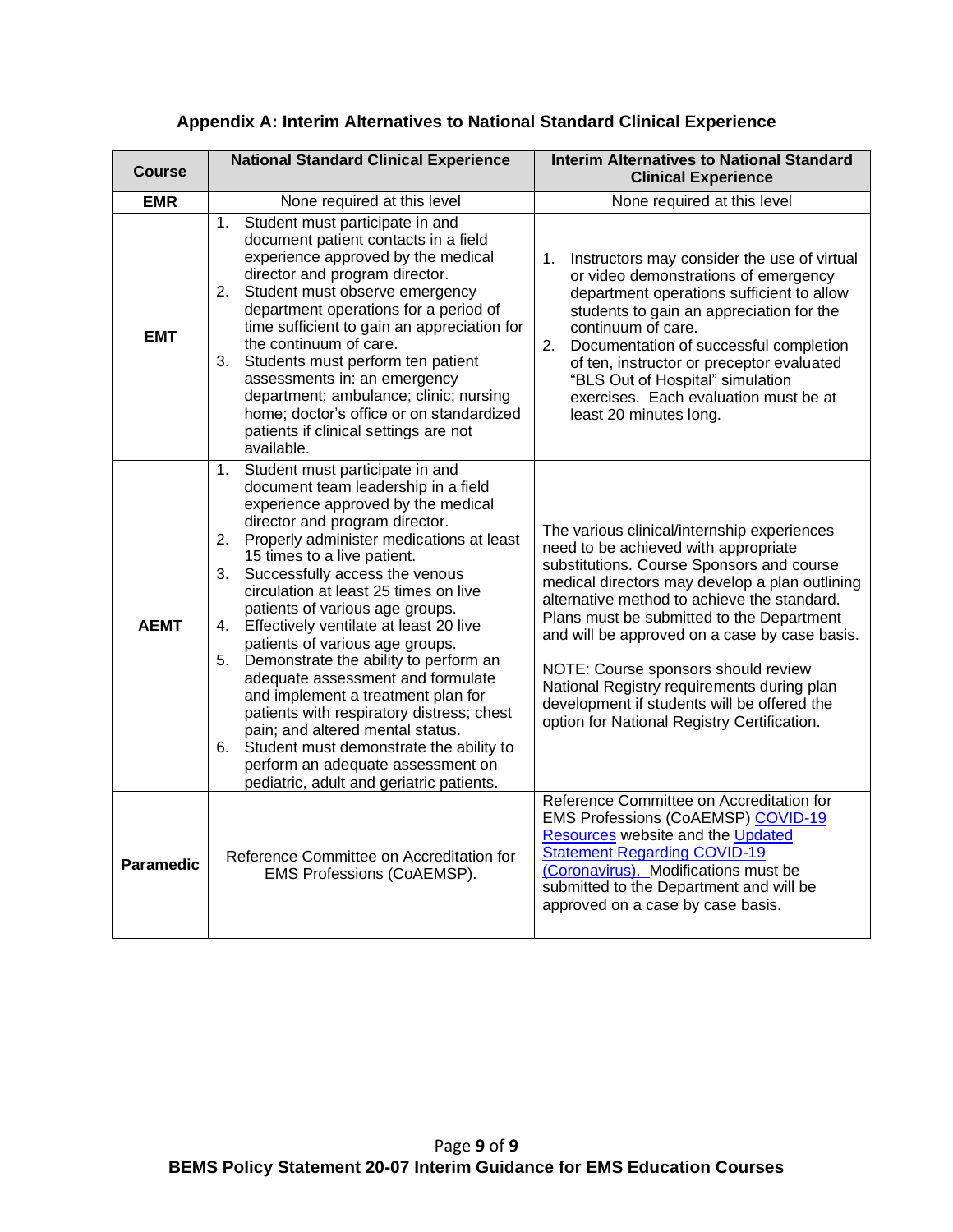## Appendix A: Interim Alternatives to National Standard Clinical Experience

| Course | National Standard Clinical Experience | Interim Alternatives to National Standard Clinical Experience |
|---|---|---|
| **EMR** | None required at this level | None required at this level |
| **EMT** | 1. Student must participate in and document patient contacts in a field experience approved by the medical director and program director.<br>2. Student must observe emergency department operations for a period of time sufficient to gain an appreciation for the continuum of care.<br>3. Students must perform ten patient assessments in: an emergency department; ambulance; clinic; nursing home; doctor's office or on standardized patients if clinical settings are not available. | 1. Instructors may consider the use of virtual or video demonstrations of emergency department operations sufficient to allow students to gain an appreciation for the continuum of care.<br>2. Documentation of successful completion of ten, instructor or preceptor evaluated "BLS Out of Hospital" simulation exercises. Each evaluation must be at least 20 minutes long. |
| **AEMT** | 1. Student must participate in and document team leadership in a field experience approved by the medical director and program director.<br>2. Properly administer medications at least 15 times to a live patient.<br>3. Successfully access the venous circulation at least 25 times on live patients of various age groups.<br>4. Effectively ventilate at least 20 live patients of various age groups.<br>5. Demonstrate the ability to perform an adequate assessment and formulate and implement a treatment plan for patients with respiratory distress; chest pain; and altered mental status.<br>6. Student must demonstrate the ability to perform an adequate assessment on pediatric, adult and geriatric patients. | The various clinical/internship experiences need to be achieved with appropriate substitutions. Course Sponsors and course medical directors may develop a plan outlining alternative method to achieve the standard. Plans must be submitted to the Department and will be approved on a case by case basis.<br><br>NOTE: Course sponsors should review National Registry requirements during plan development if students will be offered the option for National Registry Certification. |
| **Paramedic** | Reference Committee on Accreditation for EMS Professions (CoAEMSP). | Reference Committee on Accreditation for EMS Professions (CoAEMSP) COVID-19 Resources website and the Updated Statement Regarding COVID-19 (Coronavirus). Modifications must be submitted to the Department and will be approved on a case by case basis. |